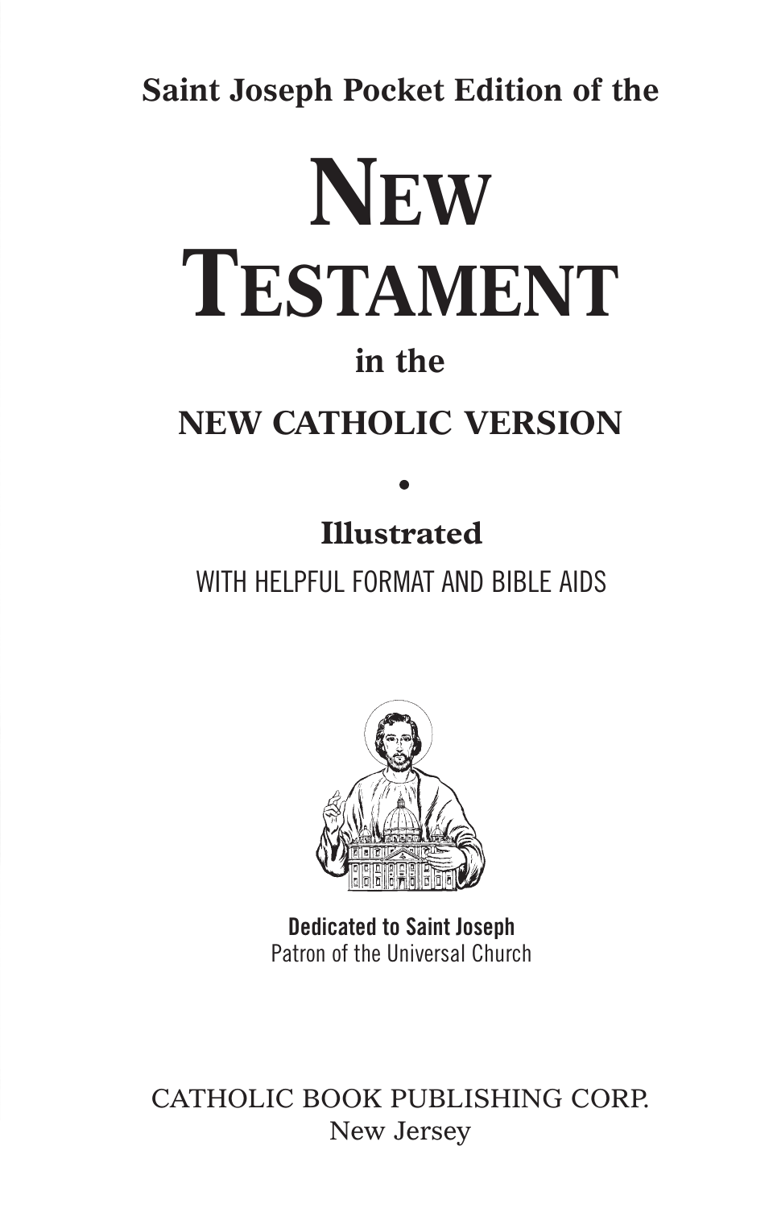**Saint Joseph Pocket Edition of the**

# NEW TESTAMENT

**in the**

## NEW CATHOLIC VERSION

•

**Illustrated**

WITH HELPFUL FORMAT AND BIBLE AIDS

**Dedicated to Saint Joseph**
Patron of the Universal Church

CATHOLIC BOOK PUBLISHING CORP.
New Jersey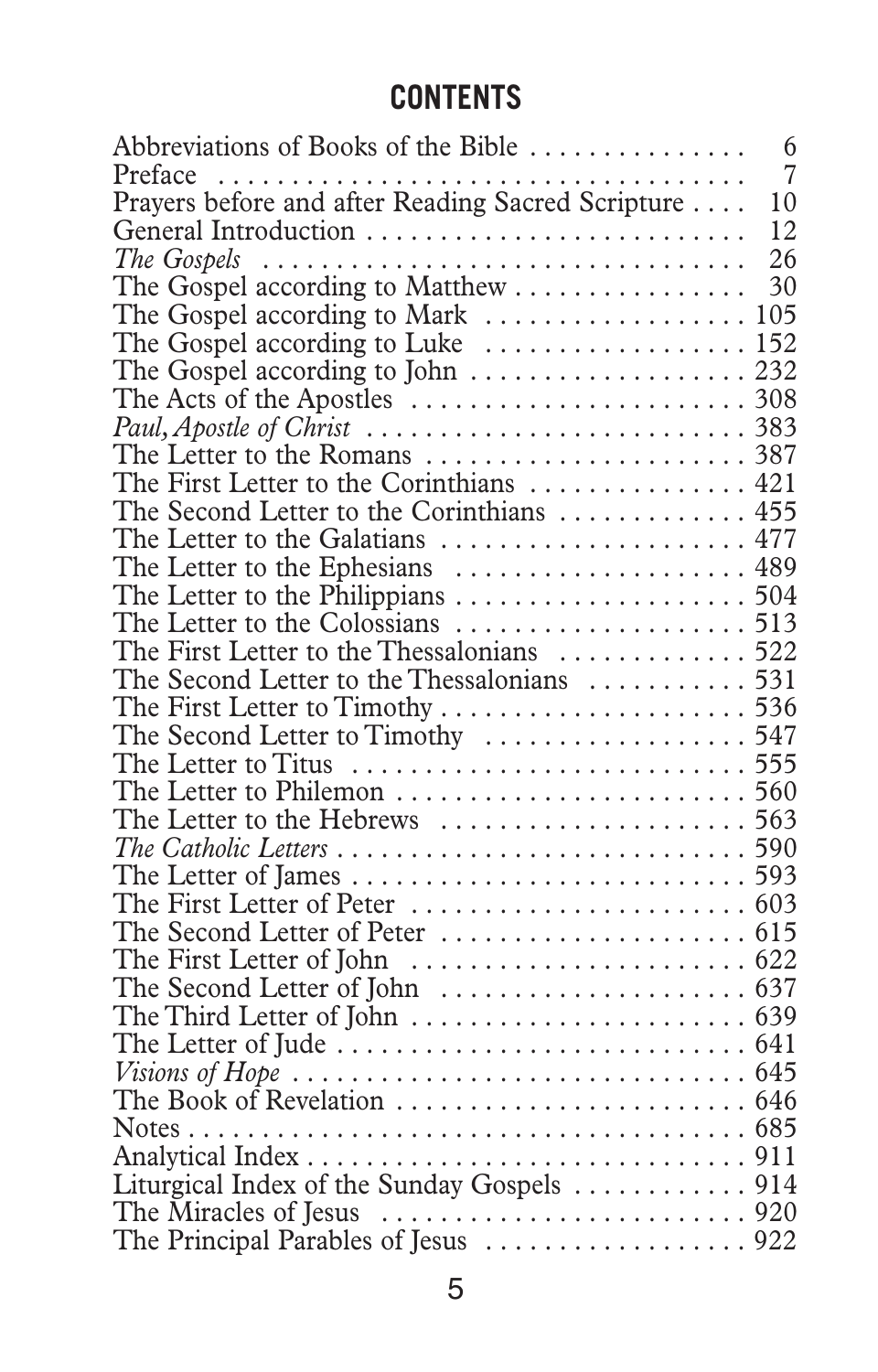# CONTENTS

| | |
|---|---|
| Abbreviations of Books of the Bible | 6 |
| Preface | 7 |
| Prayers before and after Reading Sacred Scripture | 10 |
| General Introduction | 12 |
| *The Gospels* | 26 |
| The Gospel according to Matthew | 30 |
| The Gospel according to Mark | 105 |
| The Gospel according to Luke | 152 |
| The Gospel according to John | 232 |
| The Acts of the Apostles | 308 |
| *Paul, Apostle of Christ* | 383 |
| The Letter to the Romans | 387 |
| The First Letter to the Corinthians | 421 |
| The Second Letter to the Corinthians | 455 |
| The Letter to the Galatians | 477 |
| The Letter to the Ephesians | 489 |
| The Letter to the Philippians | 504 |
| The Letter to the Colossians | 513 |
| The First Letter to the Thessalonians | 522 |
| The Second Letter to the Thessalonians | 531 |
| The First Letter to Timothy | 536 |
| The Second Letter to Timothy | 547 |
| The Letter to Titus | 555 |
| The Letter to Philemon | 560 |
| The Letter to the Hebrews | 563 |
| *The Catholic Letters* | 590 |
| The Letter of James | 593 |
| The First Letter of Peter | 603 |
| The Second Letter of Peter | 615 |
| The First Letter of John | 622 |
| The Second Letter of John | 637 |
| The Third Letter of John | 639 |
| The Letter of Jude | 641 |
| *Visions of Hope* | 645 |
| The Book of Revelation | 646 |
| Notes | 685 |
| Analytical Index | 911 |
| Liturgical Index of the Sunday Gospels | 914 |
| The Miracles of Jesus | 920 |
| The Principal Parables of Jesus | 922 |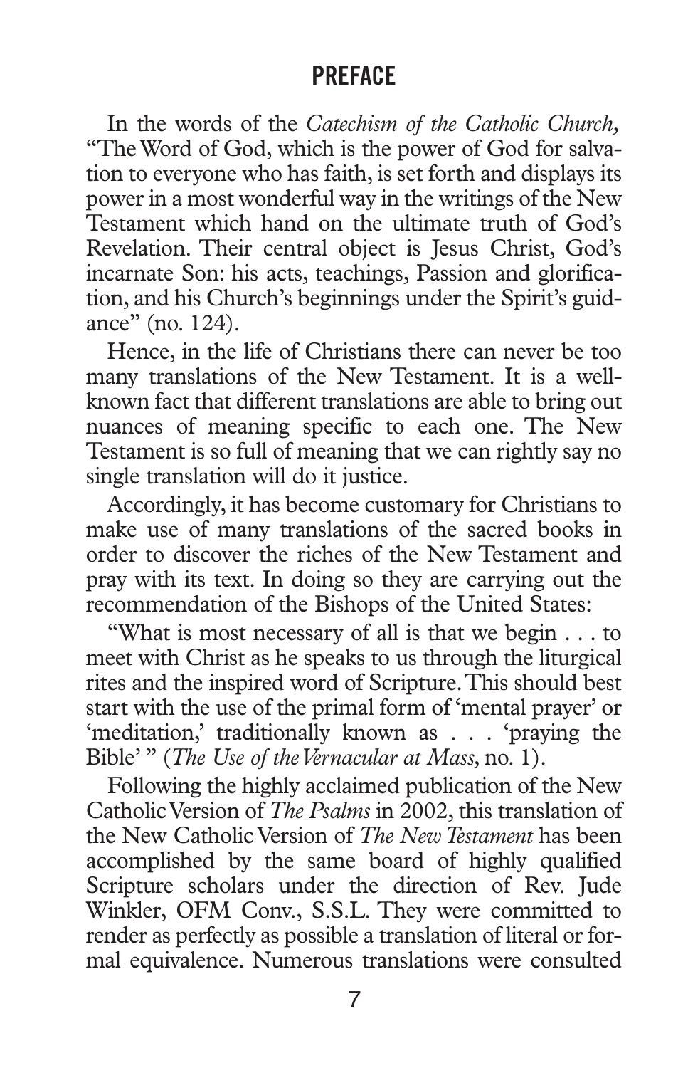## PREFACE

In the words of the *Catechism of the Catholic Church,* "The Word of God, which is the power of God for salvation to everyone who has faith, is set forth and displays its power in a most wonderful way in the writings of the New Testament which hand on the ultimate truth of God's Revelation. Their central object is Jesus Christ, God's incarnate Son: his acts, teachings, Passion and glorification, and his Church's beginnings under the Spirit's guidance" (no. 124).

Hence, in the life of Christians there can never be too many translations of the New Testament. It is a well-known fact that different translations are able to bring out nuances of meaning specific to each one. The New Testament is so full of meaning that we can rightly say no single translation will do it justice.

Accordingly, it has become customary for Christians to make use of many translations of the sacred books in order to discover the riches of the New Testament and pray with its text. In doing so they are carrying out the recommendation of the Bishops of the United States:

"What is most necessary of all is that we begin . . . to meet with Christ as he speaks to us through the liturgical rites and the inspired word of Scripture. This should best start with the use of the primal form of 'mental prayer' or 'meditation,' traditionally known as . . . 'praying the Bible' " (*The Use of the Vernacular at Mass,* no. 1).

Following the highly acclaimed publication of the New Catholic Version of *The Psalms* in 2002, this translation of the New Catholic Version of *The New Testament* has been accomplished by the same board of highly qualified Scripture scholars under the direction of Rev. Jude Winkler, OFM Conv., S.S.L. They were committed to render as perfectly as possible a translation of literal or formal equivalence. Numerous translations were consulted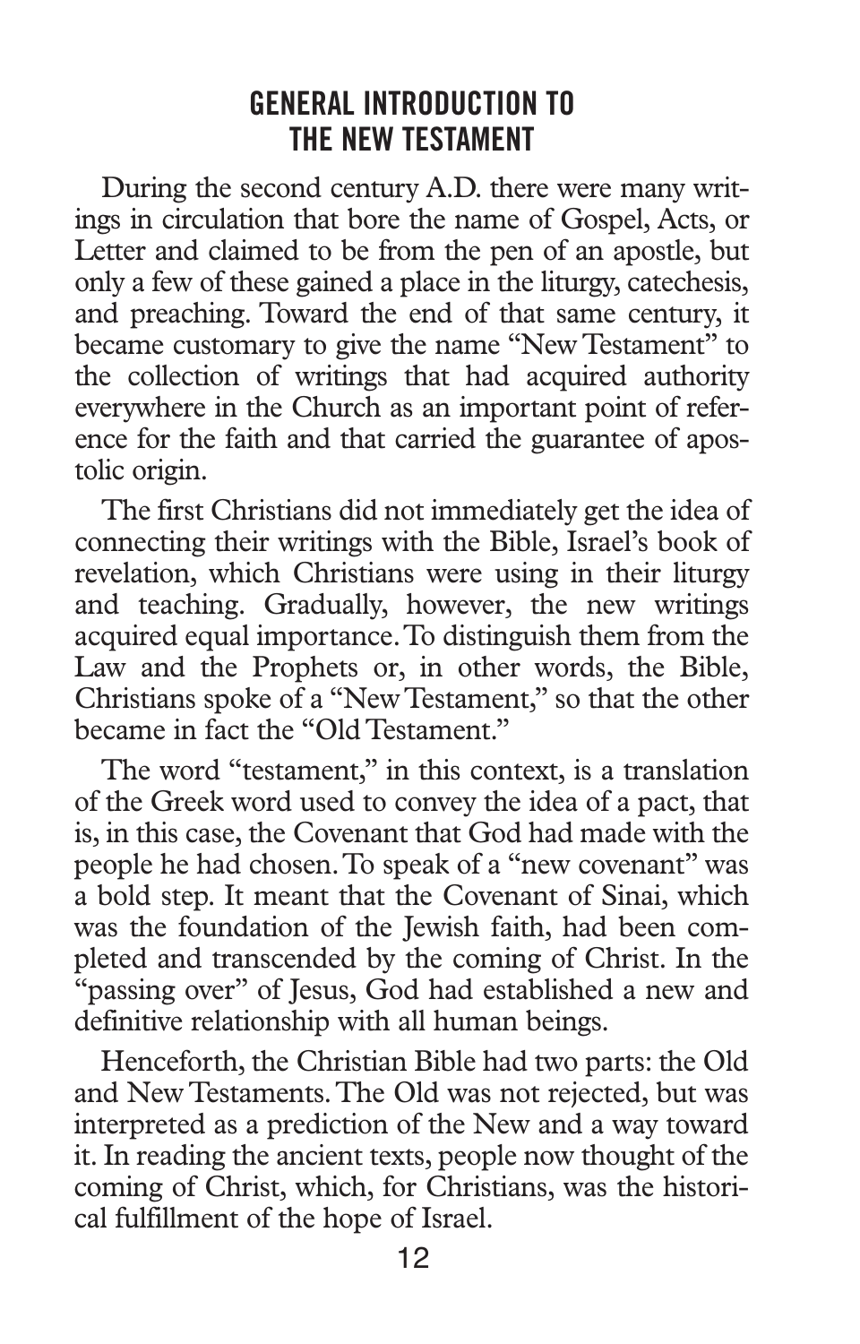# GENERAL INTRODUCTION TO THE NEW TESTAMENT

During the second century A.D. there were many writings in circulation that bore the name of Gospel, Acts, or Letter and claimed to be from the pen of an apostle, but only a few of these gained a place in the liturgy, catechesis, and preaching. Toward the end of that same century, it became customary to give the name "New Testament" to the collection of writings that had acquired authority everywhere in the Church as an important point of reference for the faith and that carried the guarantee of apostolic origin.

The first Christians did not immediately get the idea of connecting their writings with the Bible, Israel's book of revelation, which Christians were using in their liturgy and teaching. Gradually, however, the new writings acquired equal importance. To distinguish them from the Law and the Prophets or, in other words, the Bible, Christians spoke of a "New Testament," so that the other became in fact the "Old Testament."

The word "testament," in this context, is a translation of the Greek word used to convey the idea of a pact, that is, in this case, the Covenant that God had made with the people he had chosen. To speak of a "new covenant" was a bold step. It meant that the Covenant of Sinai, which was the foundation of the Jewish faith, had been completed and transcended by the coming of Christ. In the "passing over" of Jesus, God had established a new and definitive relationship with all human beings.

Henceforth, the Christian Bible had two parts: the Old and New Testaments. The Old was not rejected, but was interpreted as a prediction of the New and a way toward it. In reading the ancient texts, people now thought of the coming of Christ, which, for Christians, was the historical fulfillment of the hope of Israel.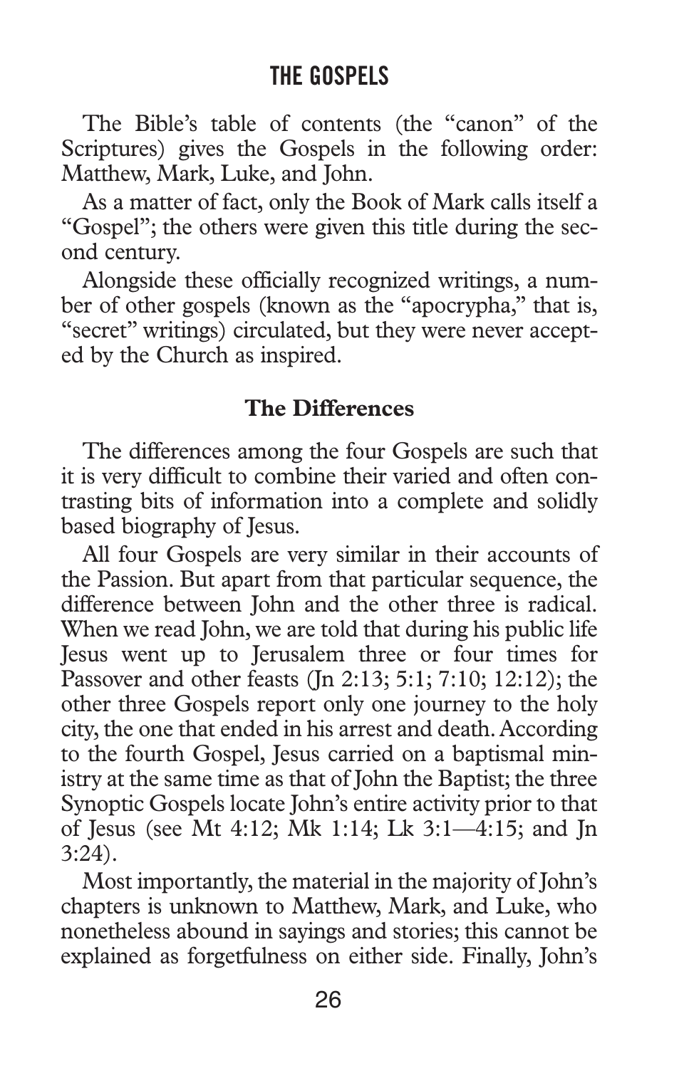## THE GOSPELS

The Bible's table of contents (the "canon" of the Scriptures) gives the Gospels in the following order: Matthew, Mark, Luke, and John.

As a matter of fact, only the Book of Mark calls itself a "Gospel"; the others were given this title during the second century.

Alongside these officially recognized writings, a number of other gospels (known as the "apocrypha," that is, "secret" writings) circulated, but they were never accepted by the Church as inspired.

### The Differences

The differences among the four Gospels are such that it is very difficult to combine their varied and often contrasting bits of information into a complete and solidly based biography of Jesus.

All four Gospels are very similar in their accounts of the Passion. But apart from that particular sequence, the difference between John and the other three is radical. When we read John, we are told that during his public life Jesus went up to Jerusalem three or four times for Passover and other feasts (Jn 2:13; 5:1; 7:10; 12:12); the other three Gospels report only one journey to the holy city, the one that ended in his arrest and death. According to the fourth Gospel, Jesus carried on a baptismal ministry at the same time as that of John the Baptist; the three Synoptic Gospels locate John's entire activity prior to that of Jesus (see Mt 4:12; Mk 1:14; Lk 3:1—4:15; and Jn 3:24).

Most importantly, the material in the majority of John's chapters is unknown to Matthew, Mark, and Luke, who nonetheless abound in sayings and stories; this cannot be explained as forgetfulness on either side. Finally, John's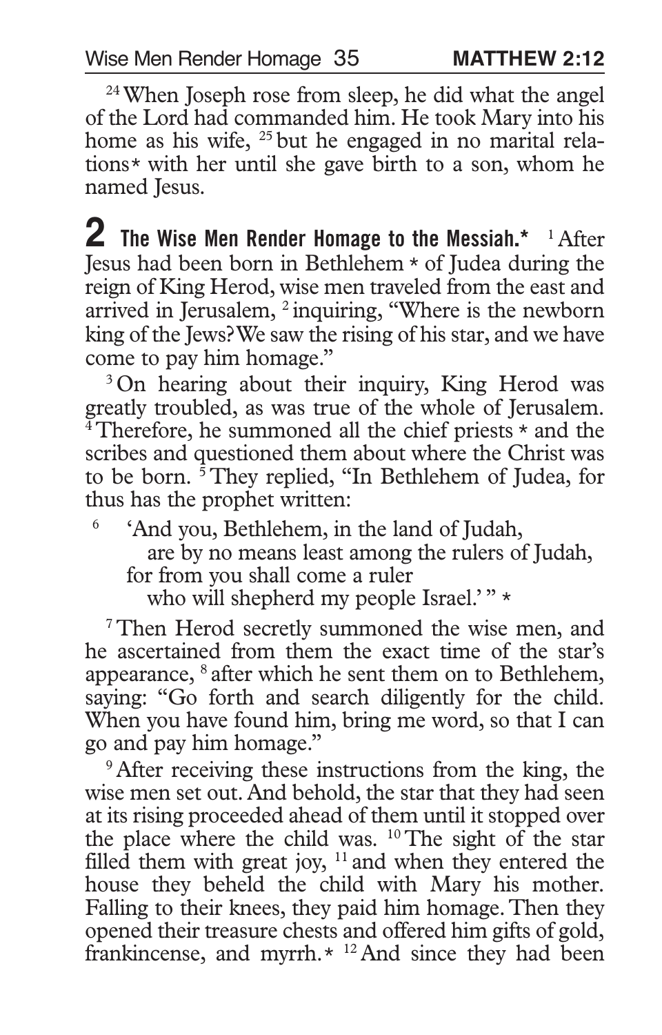[24] When Joseph rose from sleep, he did what the angel of the Lord had commanded him. He took Mary into his home as his wife, [25] but he engaged in no marital relations* with her until she gave birth to a son, whom he named Jesus.

## 2 The Wise Men Render Homage to the Messiah.*

[1] After Jesus had been born in Bethlehem * of Judea during the reign of King Herod, wise men traveled from the east and arrived in Jerusalem, [2] inquiring, "Where is the newborn king of the Jews? We saw the rising of his star, and we have come to pay him homage."

[3] On hearing about their inquiry, King Herod was greatly troubled, as was true of the whole of Jerusalem. [4] Therefore, he summoned all the chief priests * and the scribes and questioned them about where the Christ was to be born. [5] They replied, "In Bethlehem of Judea, for thus has the prophet written:

> [6] 'And you, Bethlehem, in the land of Judah,
> are by no means least among the rulers of Judah,
> for from you shall come a ruler
> who will shepherd my people Israel.' " *

[7] Then Herod secretly summoned the wise men, and he ascertained from them the exact time of the star's appearance, [8] after which he sent them on to Bethlehem, saying: "Go forth and search diligently for the child. When you have found him, bring me word, so that I can go and pay him homage."

[9] After receiving these instructions from the king, the wise men set out. And behold, the star that they had seen at its rising proceeded ahead of them until it stopped over the place where the child was. [10] The sight of the star filled them with great joy, [11] and when they entered the house they beheld the child with Mary his mother. Falling to their knees, they paid him homage. Then they opened their treasure chests and offered him gifts of gold, frankincense, and myrrh.* [12] And since they had been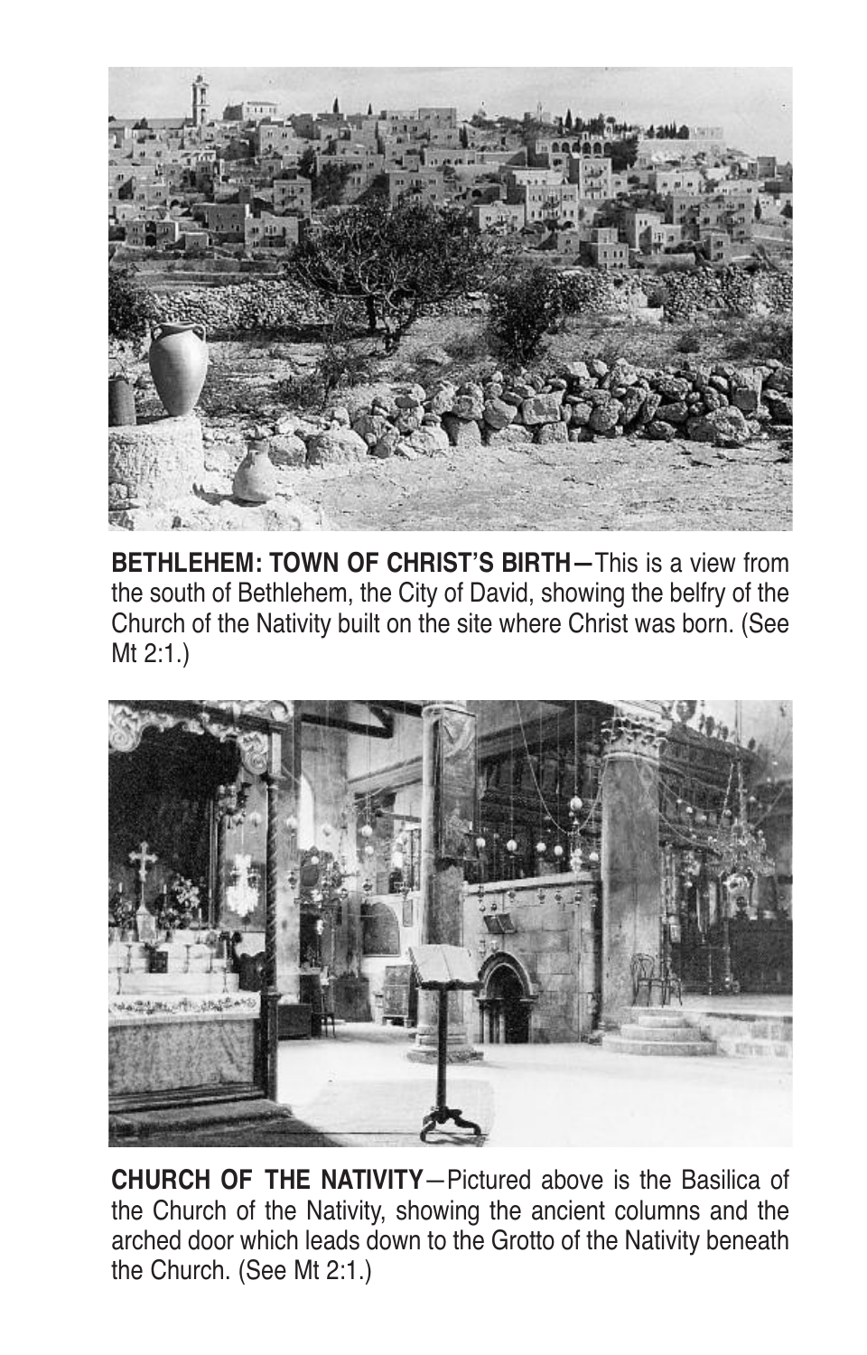**BETHLEHEM: TOWN OF CHRIST'S BIRTH—**This is a view from the south of Bethlehem, the City of David, showing the belfry of the Church of the Nativity built on the site where Christ was born. (See Mt 2:1.)

**CHURCH OF THE NATIVITY**—Pictured above is the Basilica of the Church of the Nativity, showing the ancient columns and the arched door which leads down to the Grotto of the Nativity beneath the Church. (See Mt 2:1.)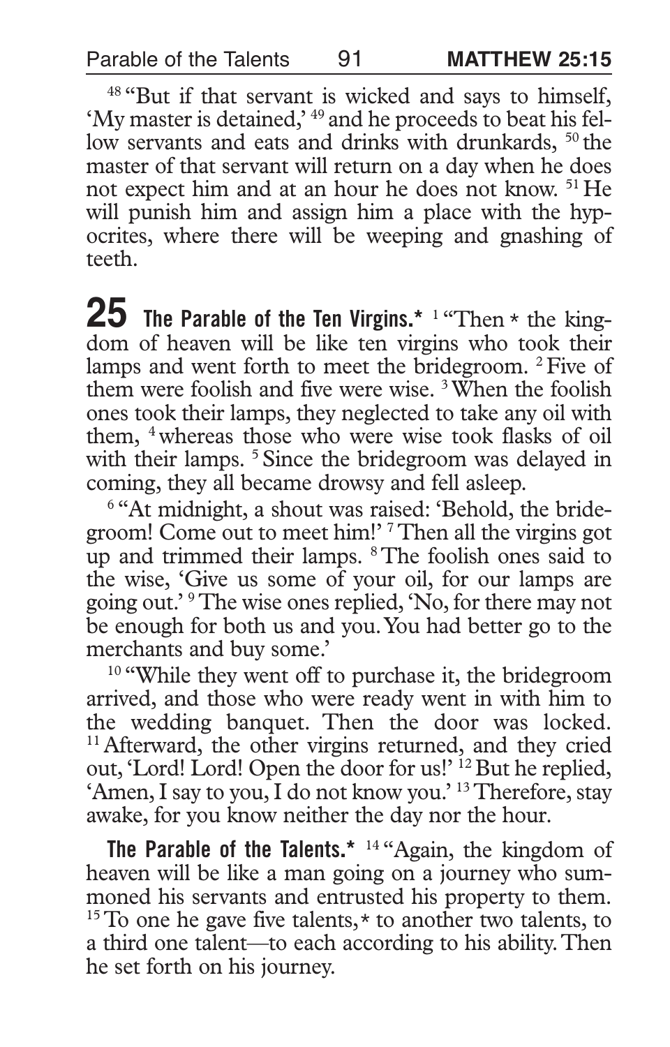[48] "But if that servant is wicked and says to himself, 'My master is detained,' [49] and he proceeds to beat his fellow servants and eats and drinks with drunkards, [50] the master of that servant will return on a day when he does not expect him and at an hour he does not know. [51] He will punish him and assign him a place with the hypocrites, where there will be weeping and gnashing of teeth.

## 25 The Parable of the Ten Virgins.*

[1] "Then * the kingdom of heaven will be like ten virgins who took their lamps and went forth to meet the bridegroom. [2] Five of them were foolish and five were wise. [3] When the foolish ones took their lamps, they neglected to take any oil with them, [4] whereas those who were wise took flasks of oil with their lamps. [5] Since the bridegroom was delayed in coming, they all became drowsy and fell asleep.

[6] "At midnight, a shout was raised: 'Behold, the bridegroom! Come out to meet him!' [7] Then all the virgins got up and trimmed their lamps. [8] The foolish ones said to the wise, 'Give us some of your oil, for our lamps are going out.' [9] The wise ones replied, 'No, for there may not be enough for both us and you. You had better go to the merchants and buy some.'

[10] "While they went off to purchase it, the bridegroom arrived, and those who were ready went in with him to the wedding banquet. Then the door was locked. [11] Afterward, the other virgins returned, and they cried out, 'Lord! Lord! Open the door for us!' [12] But he replied, 'Amen, I say to you, I do not know you.' [13] Therefore, stay awake, for you know neither the day nor the hour.

**The Parable of the Talents.*** [14] "Again, the kingdom of heaven will be like a man going on a journey who summoned his servants and entrusted his property to them. [15] To one he gave five talents,* to another two talents, to a third one talent—to each according to his ability. Then he set forth on his journey.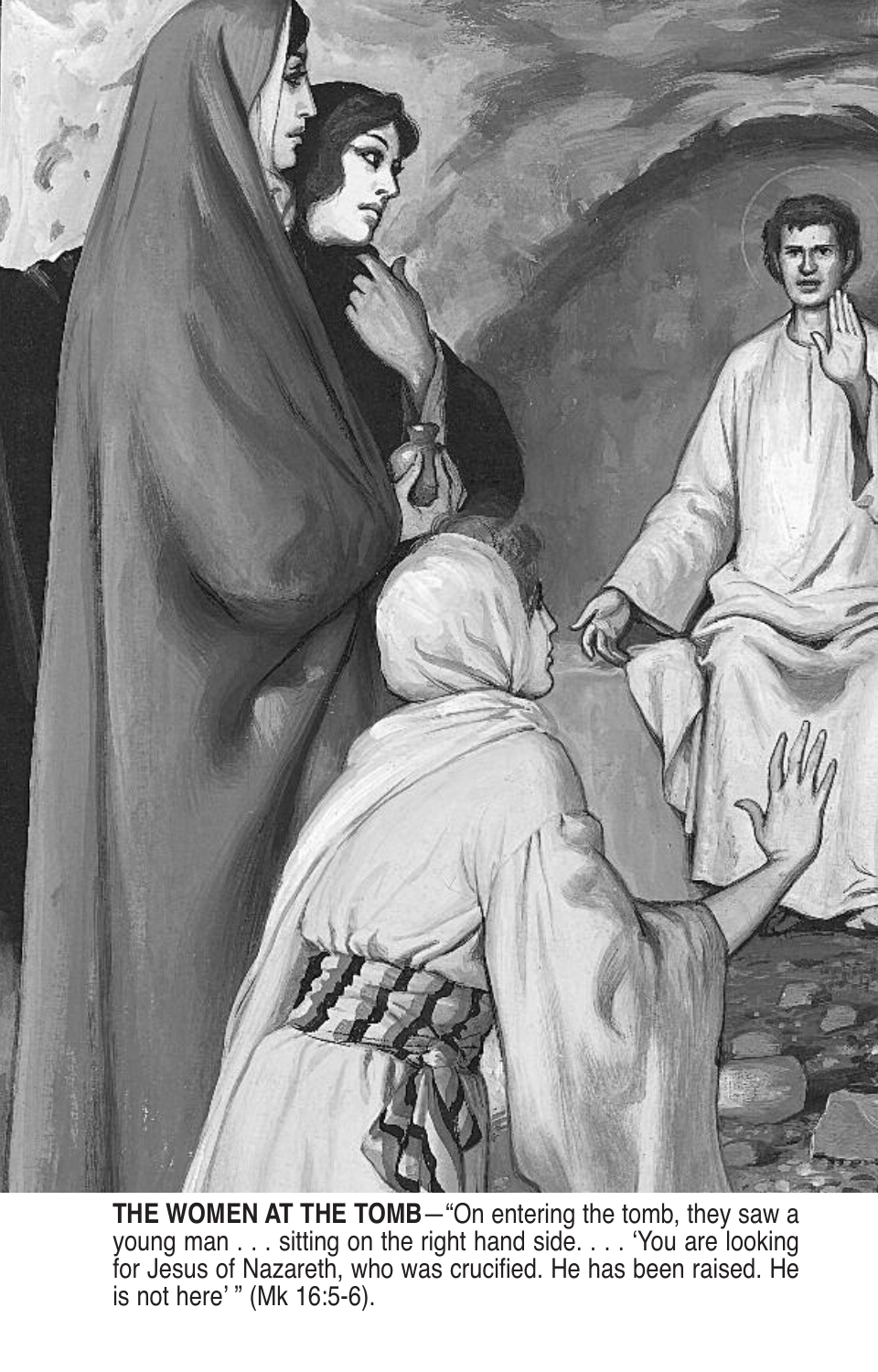**THE WOMEN AT THE TOMB**—"On entering the tomb, they saw a young man . . . sitting on the right hand side. . . . 'You are looking for Jesus of Nazareth, who was crucified. He has been raised. He is not here' " (Mk 16:5-6).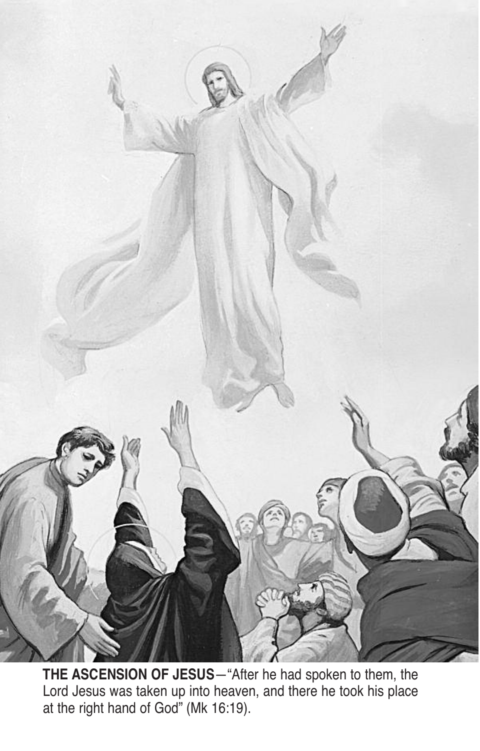**THE ASCENSION OF JESUS**—"After he had spoken to them, the Lord Jesus was taken up into heaven, and there he took his place at the right hand of God" (Mk 16:19).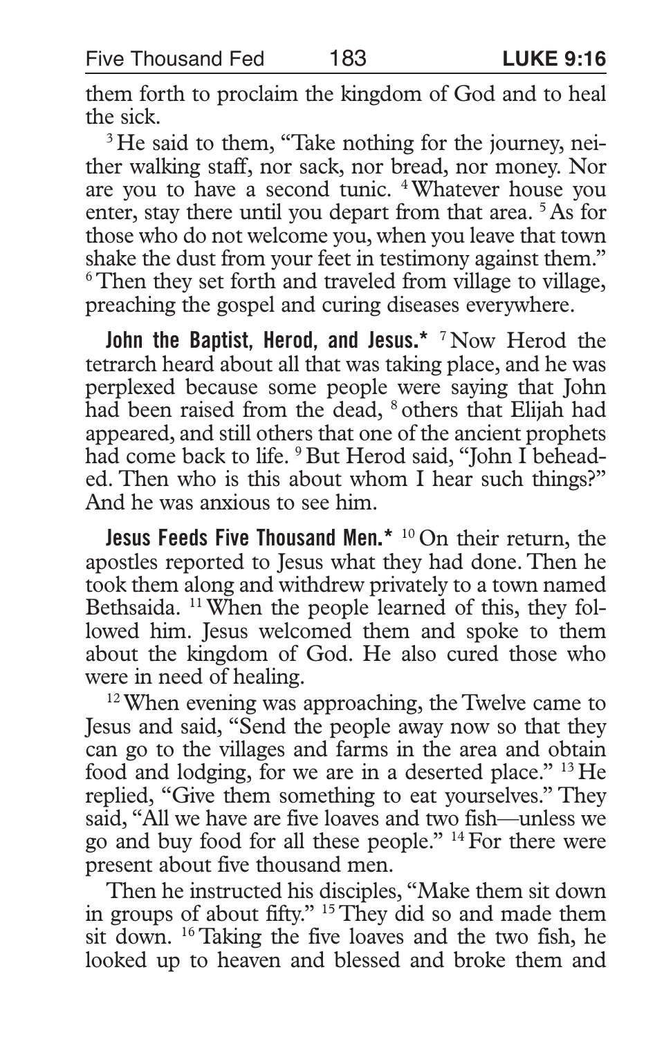them forth to proclaim the kingdom of God and to heal the sick.

[3] He said to them, "Take nothing for the journey, neither walking staff, nor sack, nor bread, nor money. Nor are you to have a second tunic. [4] Whatever house you enter, stay there until you depart from that area. [5] As for those who do not welcome you, when you leave that town shake the dust from your feet in testimony against them." [6] Then they set forth and traveled from village to village, preaching the gospel and curing diseases everywhere.

**John the Baptist, Herod, and Jesus.*** [7] Now Herod the tetrarch heard about all that was taking place, and he was perplexed because some people were saying that John had been raised from the dead, [8] others that Elijah had appeared, and still others that one of the ancient prophets had come back to life. [9] But Herod said, "John I beheaded. Then who is this about whom I hear such things?" And he was anxious to see him.

**Jesus Feeds Five Thousand Men.*** [10] On their return, the apostles reported to Jesus what they had done. Then he took them along and withdrew privately to a town named Bethsaida. [11] When the people learned of this, they followed him. Jesus welcomed them and spoke to them about the kingdom of God. He also cured those who were in need of healing.

[12] When evening was approaching, the Twelve came to Jesus and said, "Send the people away now so that they can go to the villages and farms in the area and obtain food and lodging, for we are in a deserted place." [13] He replied, "Give them something to eat yourselves." They said, "All we have are five loaves and two fish—unless we go and buy food for all these people." [14] For there were present about five thousand men.

Then he instructed his disciples, "Make them sit down in groups of about fifty." [15] They did so and made them sit down. [16] Taking the five loaves and the two fish, he looked up to heaven and blessed and broke them and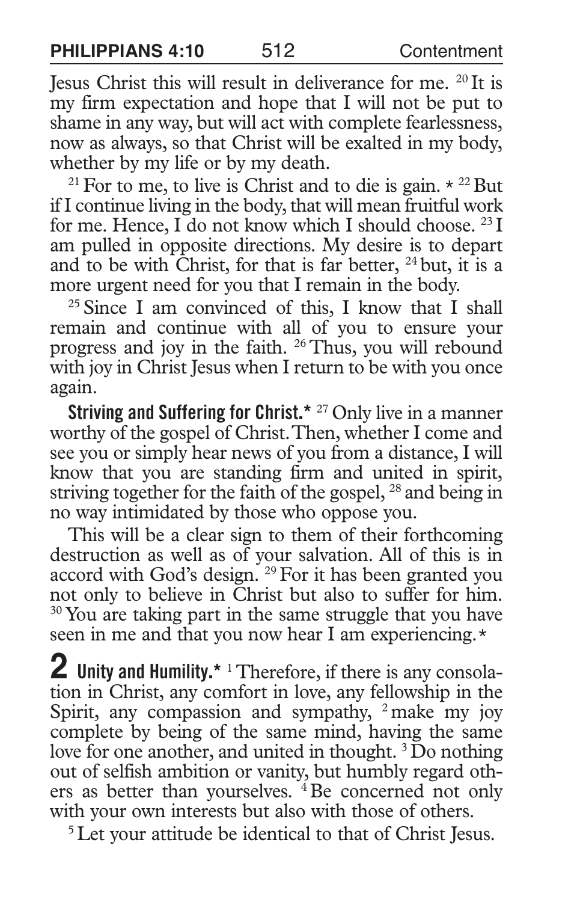Jesus Christ this will result in deliverance for me. [20] It is my firm expectation and hope that I will not be put to shame in any way, but will act with complete fearlessness, now as always, so that Christ will be exalted in my body, whether by my life or by my death.

[21] For to me, to live is Christ and to die is gain. * [22] But if I continue living in the body, that will mean fruitful work for me. Hence, I do not know which I should choose. [23] I am pulled in opposite directions. My desire is to depart and to be with Christ, for that is far better, [24] but, it is a more urgent need for you that I remain in the body.

[25] Since I am convinced of this, I know that I shall remain and continue with all of you to ensure your progress and joy in the faith. [26] Thus, you will rebound with joy in Christ Jesus when I return to be with you once again.

**Striving and Suffering for Christ.*** [27] Only live in a manner worthy of the gospel of Christ. Then, whether I come and see you or simply hear news of you from a distance, I will know that you are standing firm and united in spirit, striving together for the faith of the gospel, [28] and being in no way intimidated by those who oppose you.

This will be a clear sign to them of their forthcoming destruction as well as of your salvation. All of this is in accord with God's design. [29] For it has been granted you not only to believe in Christ but also to suffer for him. [30] You are taking part in the same struggle that you have seen in me and that you now hear I am experiencing.*

## 2 Unity and Humility.*

[1] Therefore, if there is any consolation in Christ, any comfort in love, any fellowship in the Spirit, any compassion and sympathy, [2] make my joy complete by being of the same mind, having the same love for one another, and united in thought. [3] Do nothing out of selfish ambition or vanity, but humbly regard others as better than yourselves. [4] Be concerned not only with your own interests but also with those of others.

[5] Let your attitude be identical to that of Christ Jesus.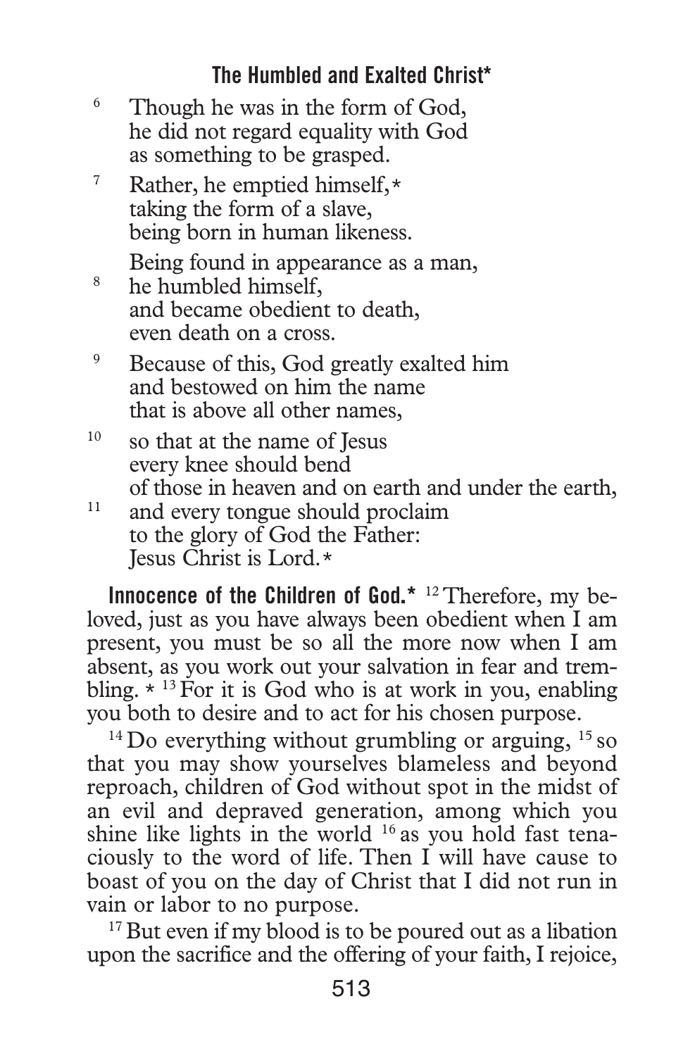### The Humbled and Exalted Christ*

6 Though he was in the form of God,
he did not regard equality with God
as something to be grasped.

7 Rather, he emptied himself,*
taking the form of a slave,
being born in human likeness.

Being found in appearance as a man,
8 he humbled himself,
and became obedient to death,
even death on a cross.

9 Because of this, God greatly exalted him
and bestowed on him the name
that is above all other names,

10 so that at the name of Jesus
every knee should bend
of those in heaven and on earth and under the earth,
11 and every tongue should proclaim
to the glory of God the Father:
Jesus Christ is Lord.*

**Innocence of the Children of God.*** 12 Therefore, my beloved, just as you have always been obedient when I am present, you must be so all the more now when I am absent, as you work out your salvation in fear and trembling.* 13 For it is God who is at work in you, enabling you both to desire and to act for his chosen purpose.

14 Do everything without grumbling or arguing, 15 so that you may show yourselves blameless and beyond reproach, children of God without spot in the midst of an evil and depraved generation, among which you shine like lights in the world 16 as you hold fast tenaciously to the word of life. Then I will have cause to boast of you on the day of Christ that I did not run in vain or labor to no purpose.

17 But even if my blood is to be poured out as a libation upon the sacrifice and the offering of your faith, I rejoice,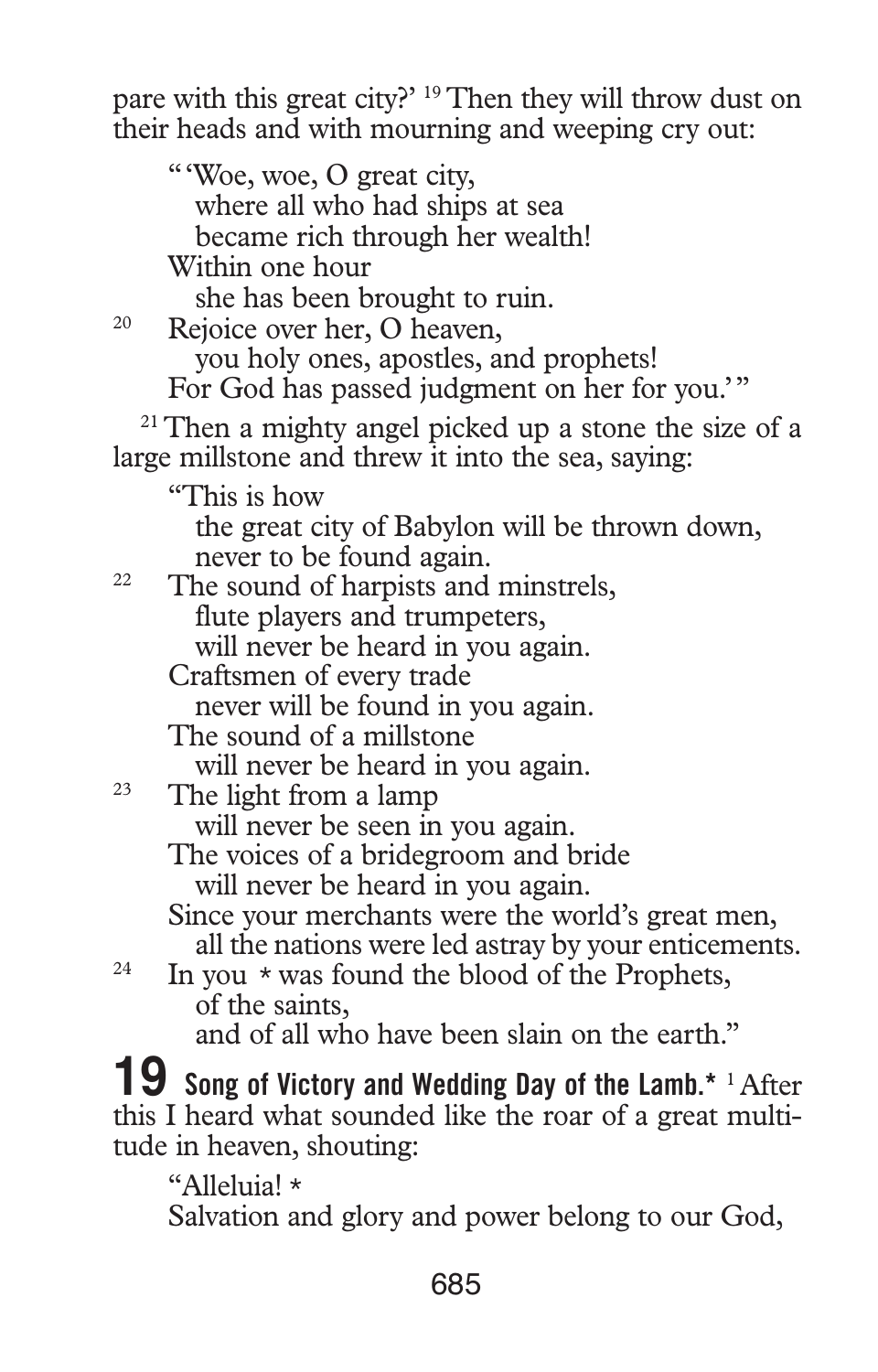pare with this great city?' [19] Then they will throw dust on their heads and with mourning and weeping cry out:

> "'Woe, woe, O great city,
> where all who had ships at sea
> became rich through her wealth!
> Within one hour
> she has been brought to ruin.
> [20] Rejoice over her, O heaven,
> you holy ones, apostles, and prophets!
> For God has passed judgment on her for you.'"

[21] Then a mighty angel picked up a stone the size of a large millstone and threw it into the sea, saying:

> "This is how
> the great city of Babylon will be thrown down,
> never to be found again.
> [22] The sound of harpists and minstrels,
> flute players and trumpeters,
> will never be heard in you again.
> Craftsmen of every trade
> never will be found in you again.
> The sound of a millstone
> will never be heard in you again.
> [23] The light from a lamp
> will never be seen in you again.
> The voices of a bridegroom and bride
> will never be heard in you again.
> Since your merchants were the world's great men,
> all the nations were led astray by your enticements.
> [24] In you * was found the blood of the Prophets,
> of the saints,
> and of all who have been slain on the earth."

**19 Song of Victory and Wedding Day of the Lamb.*** [1] After this I heard what sounded like the roar of a great multitude in heaven, shouting:

> "Alleluia! *
> Salvation and glory and power belong to our God,